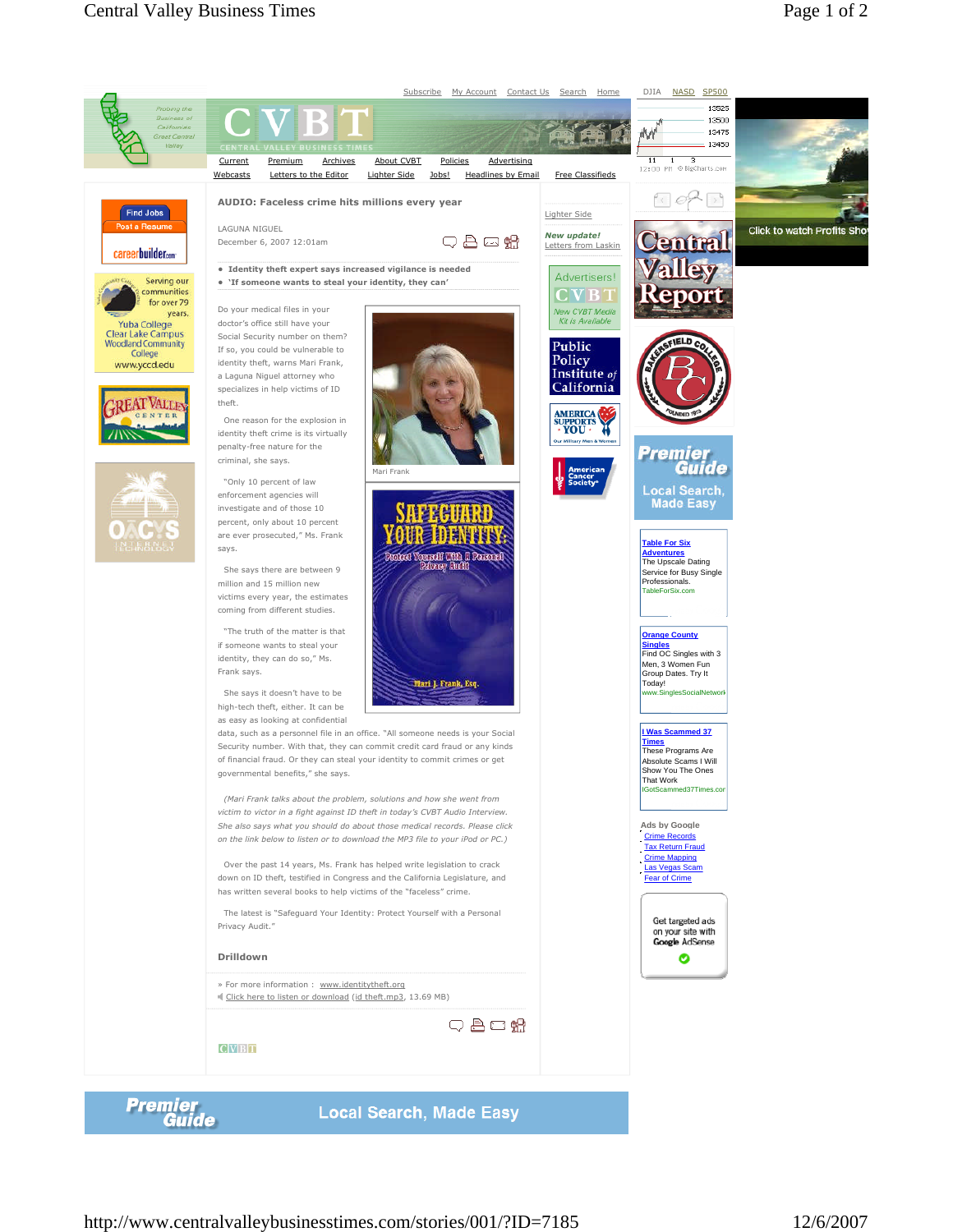# AUDIO: Faceless crime hits millions every year

LAGUNA NIGUEL
December 6, 2007 12:01am

- Identity theft expert says increased vigilance is needed
- 'If someone wants to steal your identity, they can'

Do your medical files in your doctor's office still have your Social Security number on them? If so, you could be vulnerable to identity theft, warns Mari Frank, a Laguna Niguel attorney who specializes in help victims of ID theft.

Mari Frank

One reason for the explosion in identity theft crime is its virtually penalty-free nature for the criminal, she says.

"Only 10 percent of law enforcement agencies will investigate and of those 10 percent, only about 10 percent are ever prosecuted," Ms. Frank says.

She says there are between 9 million and 15 million new victims every year, the estimates coming from different studies.

"The truth of the matter is that if someone wants to steal your identity, they can do so," Ms. Frank says.

She says it doesn't have to be high-tech theft, either. It can be as easy as looking at confidential data, such as a personnel file in an office. "All someone needs is your Social Security number. With that, they can commit credit card fraud or any kinds of financial fraud. Or they can steal your identity to commit crimes or get governmental benefits," she says.

*(Mari Frank talks about the problem, solutions and how she went from victim to victor in a fight against ID theft in today's CVBT Audio Interview. She also says what you should do about those medical records. Please click on the link below to listen or to download the MP3 file to your iPod or PC.)*

Over the past 14 years, Ms. Frank has helped write legislation to crack down on ID theft, testified in Congress and the California Legislature, and has written several books to help victims of the "faceless" crime.

The latest is "Safeguard Your Identity: Protect Yourself with a Personal Privacy Audit."

## Drilldown

» For more information : www.identitytheft.org
Click here to listen or download (id theft.mp3, 13.69 MB)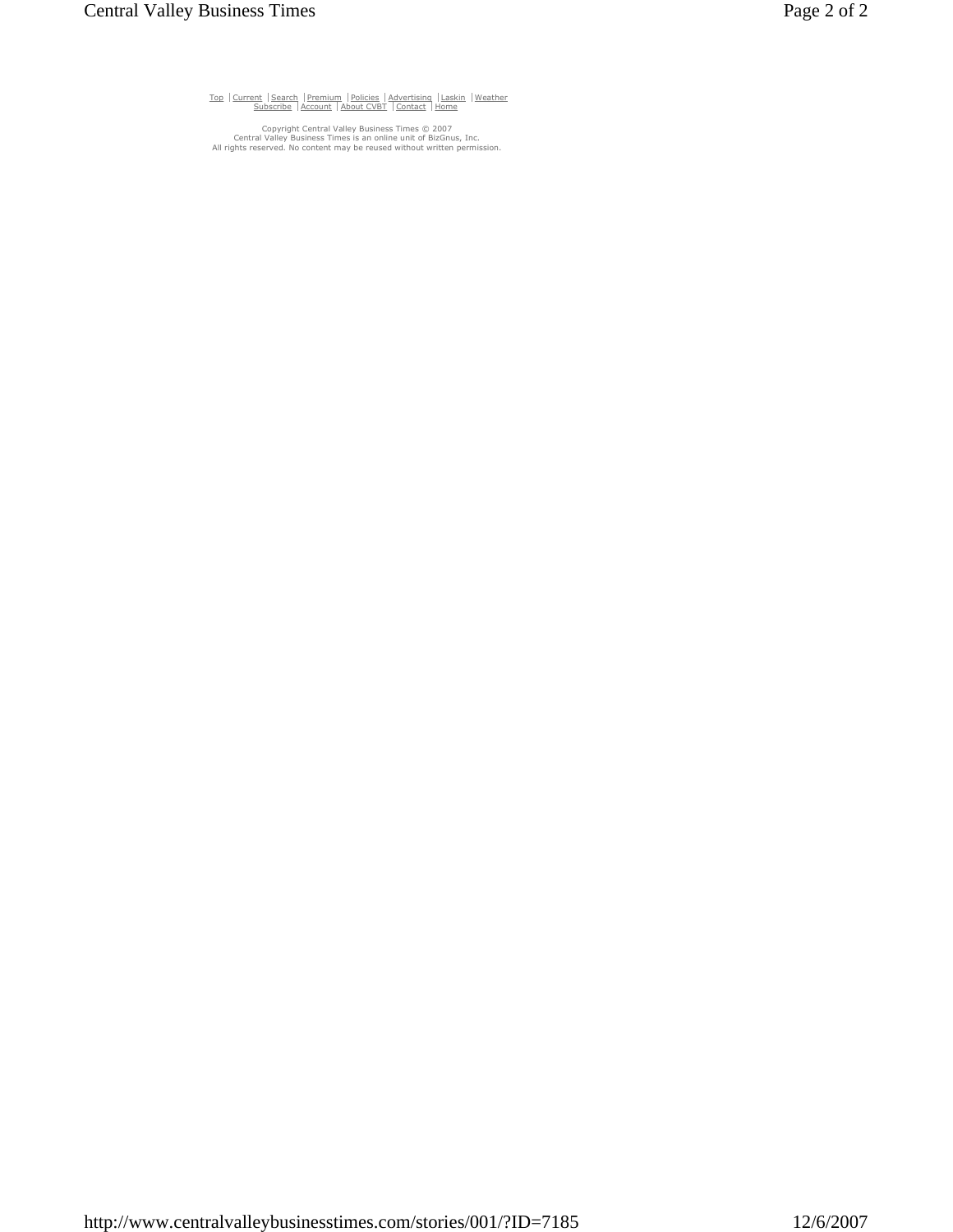Top | Current | Search | Premium | Policies | Advertising | Laskin | Weather
Subscribe | Account | About CVBT | Contact | Home

Copyright Central Valley Business Times © 2007
Central Valley Business Times is an online unit of BizGnus, Inc.
All rights reserved. No content may be reused without written permission.